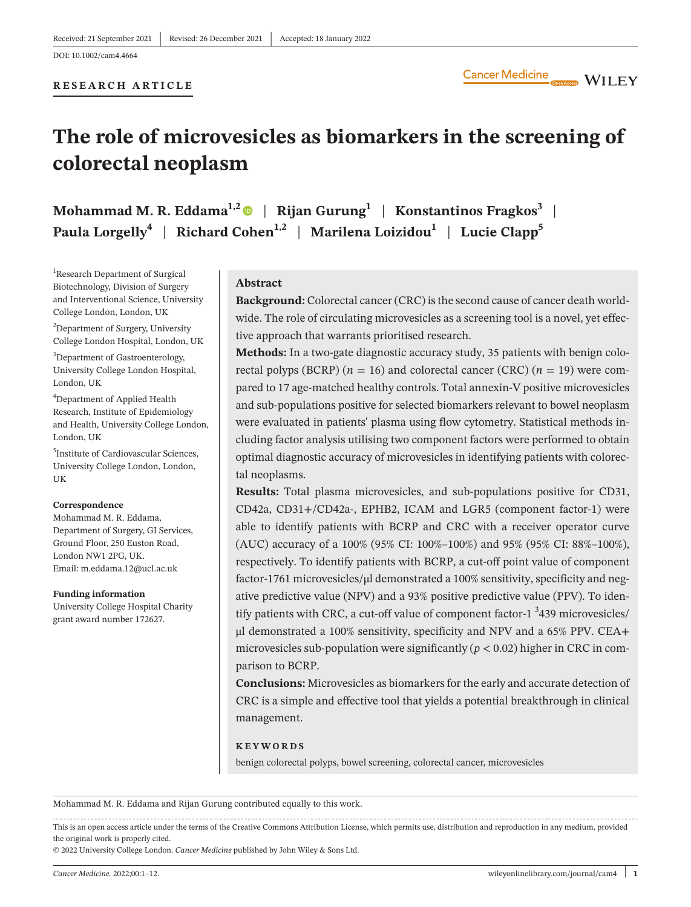Received: 21 September 2021 | Revised: 26 December 2021 | Accepted: 18 January 2022

DOI: 10.1002/cam4.4664

**RESEARCH ARTICLE**

# The role of microvesicles as biomarkers in the screening of colorectal neoplasm

**Mohammad M. R. Eddama[1,2]** | **Rijan Gurung[1]** | **Konstantinos Fragkos[3]** | **Paula Lorgelly[4]** | **Richard Cohen[1,2]** | **Marilena Loizidou[1]** | **Lucie Clapp[5]**

[1]Research Department of Surgical Biotechnology, Division of Surgery and Interventional Science, University College London, London, UK

[2]Department of Surgery, University College London Hospital, London, UK

[3]Department of Gastroenterology, University College London Hospital, London, UK

[4]Department of Applied Health Research, Institute of Epidemiology and Health, University College London, London, UK

[5]Institute of Cardiovascular Sciences, University College London, London, UK

**Correspondence**
Mohammad M. R. Eddama, Department of Surgery, GI Services, Ground Floor, 250 Euston Road, London NW1 2PG, UK.
Email: m.eddama.12@ucl.ac.uk

**Funding information**
University College Hospital Charity grant award number 172627.

## Abstract

**Background:** Colorectal cancer (CRC) is the second cause of cancer death worldwide. The role of circulating microvesicles as a screening tool is a novel, yet effective approach that warrants prioritised research.

**Methods:** In a two-gate diagnostic accuracy study, 35 patients with benign colorectal polyps (BCRP) ($n$ = 16) and colorectal cancer (CRC) ($n$ = 19) were compared to 17 age-matched healthy controls. Total annexin-V positive microvesicles and sub-populations positive for selected biomarkers relevant to bowel neoplasm were evaluated in patients' plasma using flow cytometry. Statistical methods including factor analysis utilising two component factors were performed to obtain optimal diagnostic accuracy of microvesicles in identifying patients with colorectal neoplasms.

**Results:** Total plasma microvesicles, and sub-populations positive for CD31, CD42a, CD31+/CD42a-, EPHB2, ICAM and LGR5 (component factor-1) were able to identify patients with BCRP and CRC with a receiver operator curve (AUC) accuracy of a 100% (95% CI: 100%–100%) and 95% (95% CI: 88%–100%), respectively. To identify patients with BCRP, a cut-off point value of component factor-1761 microvesicles/μl demonstrated a 100% sensitivity, specificity and negative predictive value (NPV) and a 93% positive predictive value (PPV). To identify patients with CRC, a cut-off value of component factor-1 $^{3}$439 microvesicles/μl demonstrated a 100% sensitivity, specificity and NPV and a 65% PPV. CEA+ microvesicles sub-population were significantly ($p < 0.02$) higher in CRC in comparison to BCRP.

**Conclusions:** Microvesicles as biomarkers for the early and accurate detection of CRC is a simple and effective tool that yields a potential breakthrough in clinical management.

**KEYWORDS**

benign colorectal polyps, bowel screening, colorectal cancer, microvesicles

Mohammad M. R. Eddama and Rijan Gurung contributed equally to this work.

This is an open access article under the terms of the Creative Commons Attribution License, which permits use, distribution and reproduction in any medium, provided the original work is properly cited.
© 2022 University College London. *Cancer Medicine* published by John Wiley & Sons Ltd.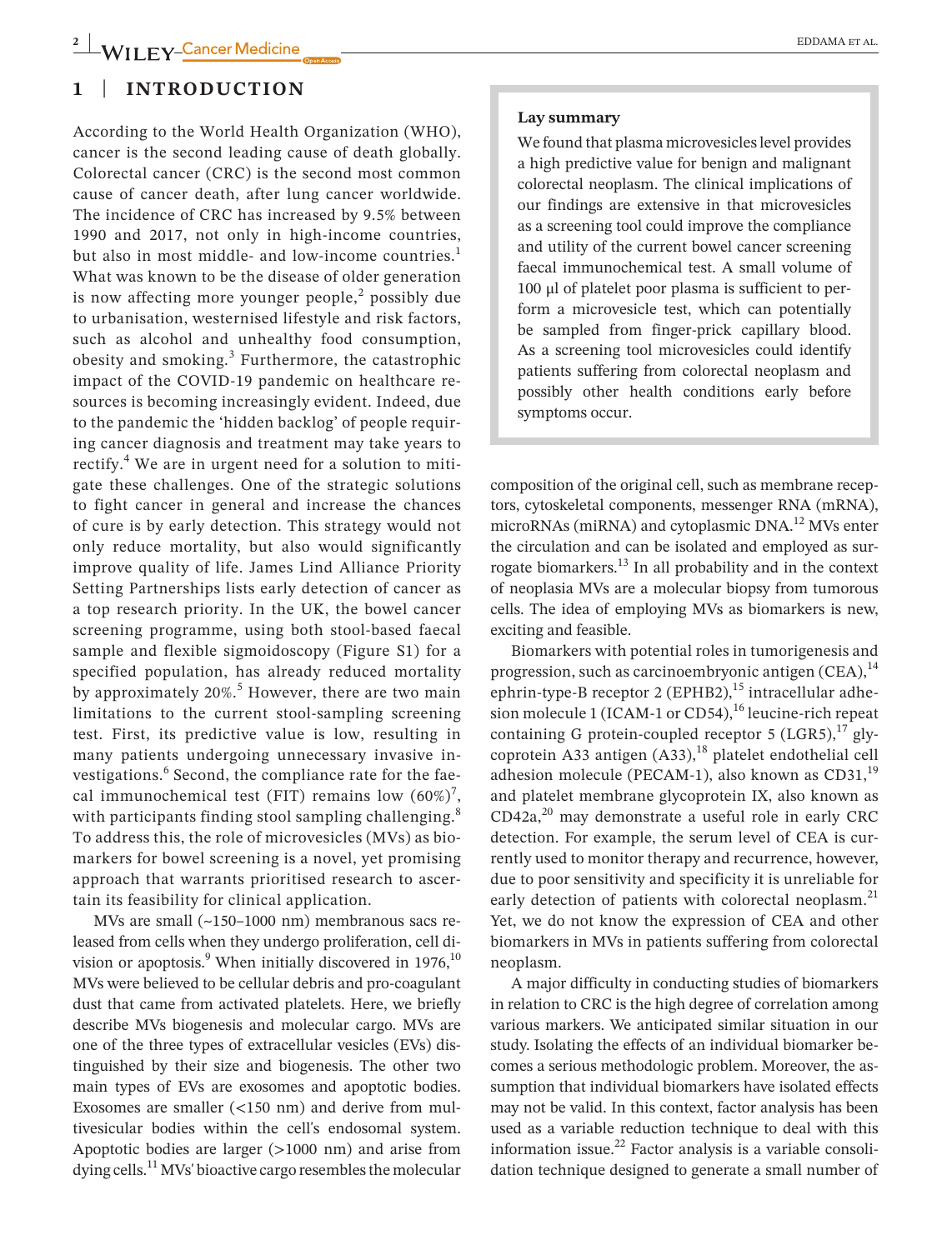## 1 | INTRODUCTION

According to the World Health Organization (WHO), cancer is the second leading cause of death globally. Colorectal cancer (CRC) is the second most common cause of cancer death, after lung cancer worldwide. The incidence of CRC has increased by 9.5% between 1990 and 2017, not only in high-income countries, but also in most middle- and low-income countries.[1] What was known to be the disease of older generation is now affecting more younger people,[2] possibly due to urbanisation, westernised lifestyle and risk factors, such as alcohol and unhealthy food consumption, obesity and smoking.[3] Furthermore, the catastrophic impact of the COVID-19 pandemic on healthcare resources is becoming increasingly evident. Indeed, due to the pandemic the 'hidden backlog' of people requiring cancer diagnosis and treatment may take years to rectify.[4] We are in urgent need for a solution to mitigate these challenges. One of the strategic solutions to fight cancer in general and increase the chances of cure is by early detection. This strategy would not only reduce mortality, but also would significantly improve quality of life. James Lind Alliance Priority Setting Partnerships lists early detection of cancer as a top research priority. In the UK, the bowel cancer screening programme, using both stool-based faecal sample and flexible sigmoidoscopy (Figure S1) for a specified population, has already reduced mortality by approximately 20%.[5] However, there are two main limitations to the current stool-sampling screening test. First, its predictive value is low, resulting in many patients undergoing unnecessary invasive investigations.[6] Second, the compliance rate for the faecal immunochemical test (FIT) remains low (60%)[7], with participants finding stool sampling challenging.[8] To address this, the role of microvesicles (MVs) as biomarkers for bowel screening is a novel, yet promising approach that warrants prioritised research to ascertain its feasibility for clinical application.

> **Lay summary**
>
> We found that plasma microvesicles level provides a high predictive value for benign and malignant colorectal neoplasm. The clinical implications of our findings are extensive in that microvesicles as a screening tool could improve the compliance and utility of the current bowel cancer screening faecal immunochemical test. A small volume of 100 μl of platelet poor plasma is sufficient to perform a microvesicle test, which can potentially be sampled from finger-prick capillary blood. As a screening tool microvesicles could identify patients suffering from colorectal neoplasm and possibly other health conditions early before symptoms occur.

MVs are small (~150–1000 nm) membranous sacs released from cells when they undergo proliferation, cell division or apoptosis.[9] When initially discovered in 1976,[10] MVs were believed to be cellular debris and pro-coagulant dust that came from activated platelets. Here, we briefly describe MVs biogenesis and molecular cargo. MVs are one of the three types of extracellular vesicles (EVs) distinguished by their size and biogenesis. The other two main types of EVs are exosomes and apoptotic bodies. Exosomes are smaller (<150 nm) and derive from multivesicular bodies within the cell's endosomal system. Apoptotic bodies are larger (>1000 nm) and arise from dying cells.[11] MVs' bioactive cargo resembles the molecular composition of the original cell, such as membrane receptors, cytoskeletal components, messenger RNA (mRNA), microRNAs (miRNA) and cytoplasmic DNA.[12] MVs enter the circulation and can be isolated and employed as surrogate biomarkers.[13] In all probability and in the context of neoplasia MVs are a molecular biopsy from tumorous cells. The idea of employing MVs as biomarkers is new, exciting and feasible.

Biomarkers with potential roles in tumorigenesis and progression, such as carcinoembryonic antigen (CEA),[14] ephrin-type-B receptor 2 (EPHB2),[15] intracellular adhesion molecule 1 (ICAM-1 or CD54),[16] leucine-rich repeat containing G protein-coupled receptor 5 (LGR5),[17] glycoprotein A33 antigen (A33),[18] platelet endothelial cell adhesion molecule (PECAM-1), also known as CD31,[19] and platelet membrane glycoprotein IX, also known as CD42a,[20] may demonstrate a useful role in early CRC detection. For example, the serum level of CEA is currently used to monitor therapy and recurrence, however, due to poor sensitivity and specificity it is unreliable for early detection of patients with colorectal neoplasm.[21] Yet, we do not know the expression of CEA and other biomarkers in MVs in patients suffering from colorectal neoplasm.

A major difficulty in conducting studies of biomarkers in relation to CRC is the high degree of correlation among various markers. We anticipated similar situation in our study. Isolating the effects of an individual biomarker becomes a serious methodologic problem. Moreover, the assumption that individual biomarkers have isolated effects may not be valid. In this context, factor analysis has been used as a variable reduction technique to deal with this information issue.[22] Factor analysis is a variable consolidation technique designed to generate a small number of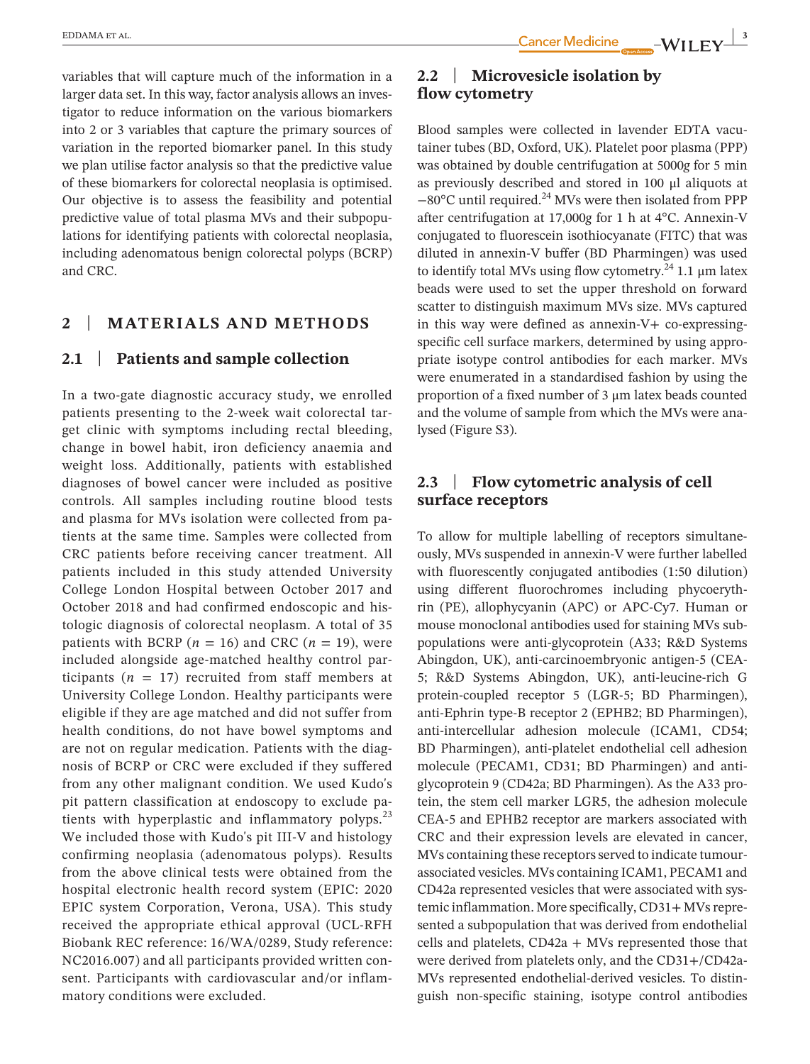variables that will capture much of the information in a larger data set. In this way, factor analysis allows an investigator to reduce information on the various biomarkers into 2 or 3 variables that capture the primary sources of variation in the reported biomarker panel. In this study we plan utilise factor analysis so that the predictive value of these biomarkers for colorectal neoplasia is optimised. Our objective is to assess the feasibility and potential predictive value of total plasma MVs and their subpopulations for identifying patients with colorectal neoplasia, including adenomatous benign colorectal polyps (BCRP) and CRC.

## 2 | MATERIALS AND METHODS

### 2.1 | Patients and sample collection

In a two-gate diagnostic accuracy study, we enrolled patients presenting to the 2-week wait colorectal target clinic with symptoms including rectal bleeding, change in bowel habit, iron deficiency anaemia and weight loss. Additionally, patients with established diagnoses of bowel cancer were included as positive controls. All samples including routine blood tests and plasma for MVs isolation were collected from patients at the same time. Samples were collected from CRC patients before receiving cancer treatment. All patients included in this study attended University College London Hospital between October 2017 and October 2018 and had confirmed endoscopic and histologic diagnosis of colorectal neoplasm. A total of 35 patients with BCRP ($n = 16$) and CRC ($n = 19$), were included alongside age-matched healthy control participants ($n = 17$) recruited from staff members at University College London. Healthy participants were eligible if they are age matched and did not suffer from health conditions, do not have bowel symptoms and are not on regular medication. Patients with the diagnosis of BCRP or CRC were excluded if they suffered from any other malignant condition. We used Kudo's pit pattern classification at endoscopy to exclude patients with hyperplastic and inflammatory polyps.[23] We included those with Kudo's pit III-V and histology confirming neoplasia (adenomatous polyps). Results from the above clinical tests were obtained from the hospital electronic health record system (EPIC: 2020 EPIC system Corporation, Verona, USA). This study received the appropriate ethical approval (UCL-RFH Biobank REC reference: 16/WA/0289, Study reference: NC2016.007) and all participants provided written consent. Participants with cardiovascular and/or inflammatory conditions were excluded.

### 2.2 | Microvesicle isolation by flow cytometry

Blood samples were collected in lavender EDTA vacutainer tubes (BD, Oxford, UK). Platelet poor plasma (PPP) was obtained by double centrifugation at 5000*g* for 5 min as previously described and stored in 100 µl aliquots at −80°C until required.[24] MVs were then isolated from PPP after centrifugation at 17,000*g* for 1 h at 4°C. Annexin-V conjugated to fluorescein isothiocyanate (FITC) that was diluted in annexin-V buffer (BD Pharmingen) was used to identify total MVs using flow cytometry.[24] 1.1 µm latex beads were used to set the upper threshold on forward scatter to distinguish maximum MVs size. MVs captured in this way were defined as annexin-V+ co-expressing-specific cell surface markers, determined by using appropriate isotype control antibodies for each marker. MVs were enumerated in a standardised fashion by using the proportion of a fixed number of 3 µm latex beads counted and the volume of sample from which the MVs were analysed (Figure S3).

### 2.3 | Flow cytometric analysis of cell surface receptors

To allow for multiple labelling of receptors simultaneously, MVs suspended in annexin-V were further labelled with fluorescently conjugated antibodies (1:50 dilution) using different fluorochromes including phycoerythrin (PE), allophycyanin (APC) or APC-Cy7. Human or mouse monoclonal antibodies used for staining MVs subpopulations were anti-glycoprotein (A33; R&D Systems Abingdon, UK), anti-carcinoembryonic antigen-5 (CEA-5; R&D Systems Abingdon, UK), anti-leucine-rich G protein-coupled receptor 5 (LGR-5; BD Pharmingen), anti-Ephrin type-B receptor 2 (EPHB2; BD Pharmingen), anti-intercellular adhesion molecule (ICAM1, CD54; BD Pharmingen), anti-platelet endothelial cell adhesion molecule (PECAM1, CD31; BD Pharmingen) and anti-glycoprotein 9 (CD42a; BD Pharmingen). As the A33 protein, the stem cell marker LGR5, the adhesion molecule CEA-5 and EPHB2 receptor are markers associated with CRC and their expression levels are elevated in cancer, MVs containing these receptors served to indicate tumour-associated vesicles. MVs containing ICAM1, PECAM1 and CD42a represented vesicles that were associated with systemic inflammation. More specifically, CD31+ MVs represented a subpopulation that was derived from endothelial cells and platelets, CD42a + MVs represented those that were derived from platelets only, and the CD31+/CD42a- MVs represented endothelial-derived vesicles. To distinguish non-specific staining, isotype control antibodies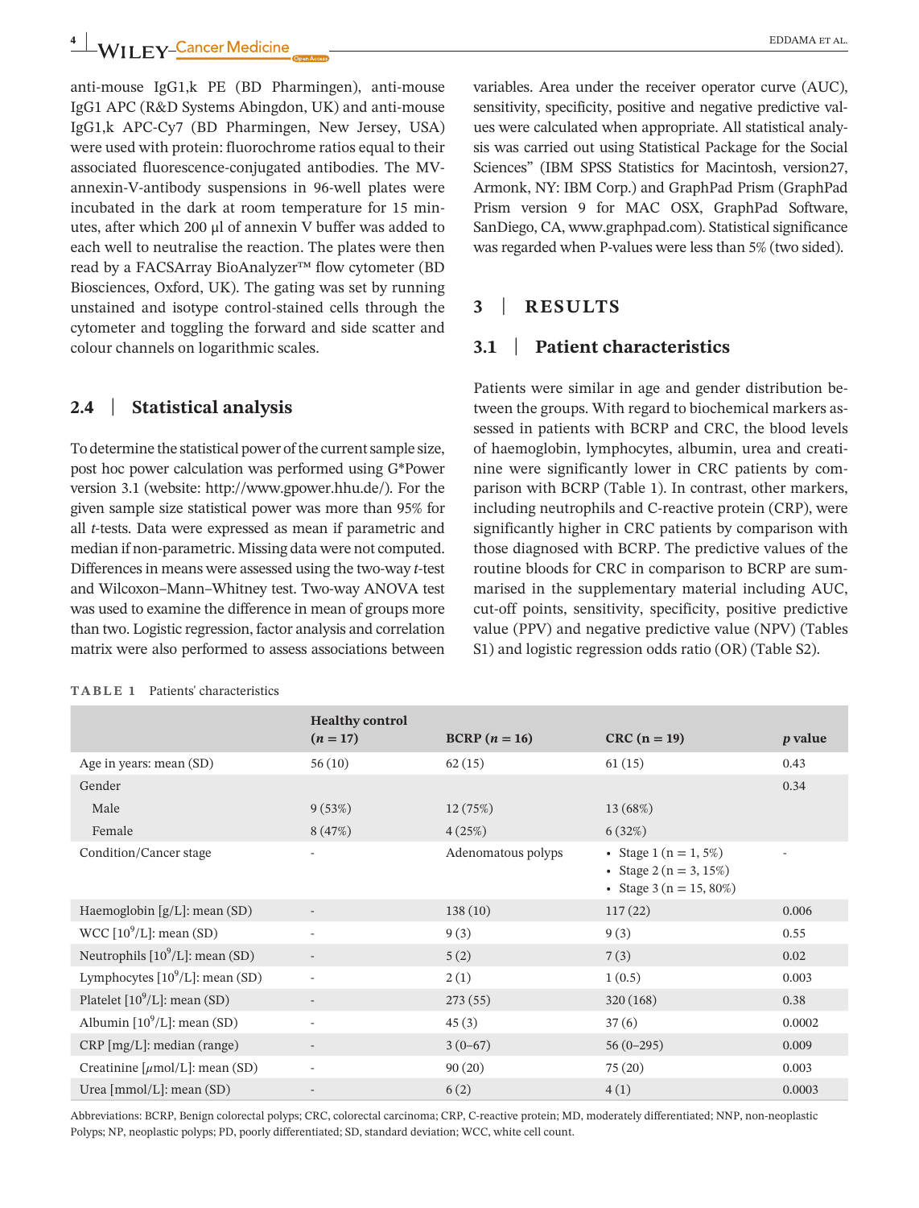anti-mouse IgG1,k PE (BD Pharmingen), anti-mouse IgG1 APC (R&D Systems Abingdon, UK) and anti-mouse IgG1,k APC-Cy7 (BD Pharmingen, New Jersey, USA) were used with protein: fluorochrome ratios equal to their associated fluorescence-conjugated antibodies. The MV-annexin-V-antibody suspensions in 96-well plates were incubated in the dark at room temperature for 15 minutes, after which 200 µl of annexin V buffer was added to each well to neutralise the reaction. The plates were then read by a FACSArray BioAnalyzer™ flow cytometer (BD Biosciences, Oxford, UK). The gating was set by running unstained and isotype control-stained cells through the cytometer and toggling the forward and side scatter and colour channels on logarithmic scales.

### 2.4 | Statistical analysis

To determine the statistical power of the current sample size, post hoc power calculation was performed using G*Power version 3.1 (website: http://www.gpower.hhu.de/). For the given sample size statistical power was more than 95% for all *t*-tests. Data were expressed as mean if parametric and median if non-parametric. Missing data were not computed. Differences in means were assessed using the two-way *t*-test and Wilcoxon–Mann–Whitney test. Two-way ANOVA test was used to examine the difference in mean of groups more than two. Logistic regression, factor analysis and correlation matrix were also performed to assess associations between variables. Area under the receiver operator curve (AUC), sensitivity, specificity, positive and negative predictive values were calculated when appropriate. All statistical analysis was carried out using Statistical Package for the Social Sciences" (IBM SPSS Statistics for Macintosh, version27, Armonk, NY: IBM Corp.) and GraphPad Prism (GraphPad Prism version 9 for MAC OSX, GraphPad Software, SanDiego, CA, www.graphpad.com). Statistical significance was regarded when P-values were less than 5% (two sided).

## 3 | RESULTS

### 3.1 | Patient characteristics

Patients were similar in age and gender distribution between the groups. With regard to biochemical markers assessed in patients with BCRP and CRC, the blood levels of haemoglobin, lymphocytes, albumin, urea and creatinine were significantly lower in CRC patients by comparison with BCRP (Table 1). In contrast, other markers, including neutrophils and C-reactive protein (CRP), were significantly higher in CRC patients by comparison with those diagnosed with BCRP. The predictive values of the routine bloods for CRC in comparison to BCRP are summarised in the supplementary material including AUC, cut-off points, sensitivity, specificity, positive predictive value (PPV) and negative predictive value (NPV) (Tables S1) and logistic regression odds ratio (OR) (Table S2).

**TABLE 1** Patients' characteristics

| | Healthy control ($n = 17$) | BCRP ($n = 16$) | CRC (n = 19) | *p* value |
|---|---|---|---|---|
| Age in years: mean (SD) | 56 (10) | 62 (15) | 61 (15) | 0.43 |
| Gender | | | | 0.34 |
| Male | 9 (53%) | 12 (75%) | 13 (68%) | |
| Female | 8 (47%) | 4 (25%) | 6 (32%) | |
| Condition/Cancer stage | - | Adenomatous polyps | • Stage 1 (n = 1, 5%)<br>• Stage 2 (n = 3, 15%)<br>• Stage 3 (n = 15, 80%) | - |
| Haemoglobin [g/L]: mean (SD) | - | 138 (10) | 117 (22) | 0.006 |
| WCC [$10^9$/L]: mean (SD) | - | 9 (3) | 9 (3) | 0.55 |
| Neutrophils [$10^9$/L]: mean (SD) | - | 5 (2) | 7 (3) | 0.02 |
| Lymphocytes [$10^9$/L]: mean (SD) | - | 2 (1) | 1 (0.5) | 0.003 |
| Platelet [$10^9$/L]: mean (SD) | - | 273 (55) | 320 (168) | 0.38 |
| Albumin [$10^9$/L]: mean (SD) | - | 45 (3) | 37 (6) | 0.0002 |
| CRP [mg/L]: median (range) | - | 3 (0–67) | 56 (0–295) | 0.009 |
| Creatinine [µmol/L]: mean (SD) | - | 90 (20) | 75 (20) | 0.003 |
| Urea [mmol/L]: mean (SD) | - | 6 (2) | 4 (1) | 0.0003 |

Abbreviations: BCRP, Benign colorectal polyps; CRC, colorectal carcinoma; CRP, C-reactive protein; MD, moderately differentiated; NNP, non-neoplastic Polyps; NP, neoplastic polyps; PD, poorly differentiated; SD, standard deviation; WCC, white cell count.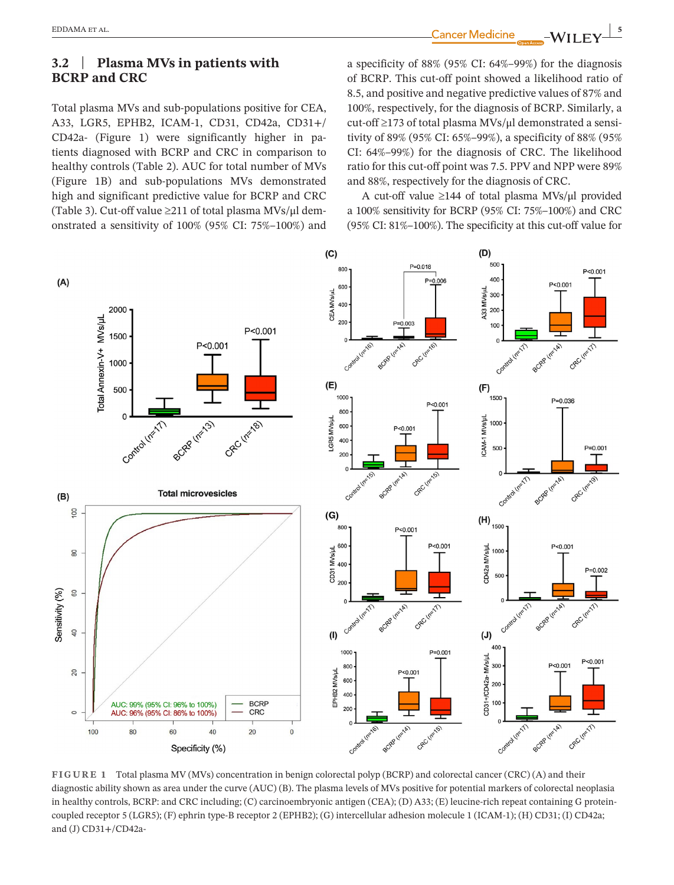### 3.2 | Plasma MVs in patients with BCRP and CRC

Total plasma MVs and sub-populations positive for CEA, A33, LGR5, EPHB2, ICAM-1, CD31, CD42a, CD31+/CD42a- (Figure 1) were significantly higher in patients diagnosed with BCRP and CRC in comparison to healthy controls (Table 2). AUC for total number of MVs (Figure 1B) and sub-populations MVs demonstrated high and significant predictive value for BCRP and CRC (Table 3). Cut-off value ≥211 of total plasma MVs/μl demonstrated a sensitivity of 100% (95% CI: 75%–100%) and a specificity of 88% (95% CI: 64%–99%) for the diagnosis of BCRP. This cut-off point showed a likelihood ratio of 8.5, and positive and negative predictive values of 87% and 100%, respectively, for the diagnosis of BCRP. Similarly, a cut-off ≥173 of total plasma MVs/μl demonstrated a sensitivity of 89% (95% CI: 65%–99%), a specificity of 88% (95% CI: 64%–99%) for the diagnosis of CRC. The likelihood ratio for this cut-off point was 7.5. PPV and NPP were 89% and 88%, respectively for the diagnosis of CRC.

A cut-off value ≥144 of total plasma MVs/μl provided a 100% sensitivity for BCRP (95% CI: 75%–100%) and CRC (95% CI: 81%–100%). The specificity at this cut-off value for

**FIGURE 1** Total plasma MV (MVs) concentration in benign colorectal polyp (BCRP) and colorectal cancer (CRC) (A) and their diagnostic ability shown as area under the curve (AUC) (B). The plasma levels of MVs positive for potential markers of colorectal neoplasia in healthy controls, BCRP: and CRC including; (C) carcinoembryonic antigen (CEA); (D) A33; (E) leucine-rich repeat containing G protein-coupled receptor 5 (LGR5); (F) ephrin type-B receptor 2 (EPHB2); (G) intercellular adhesion molecule 1 (ICAM-1); (H) CD31; (I) CD42a; and (J) CD31+/CD42a-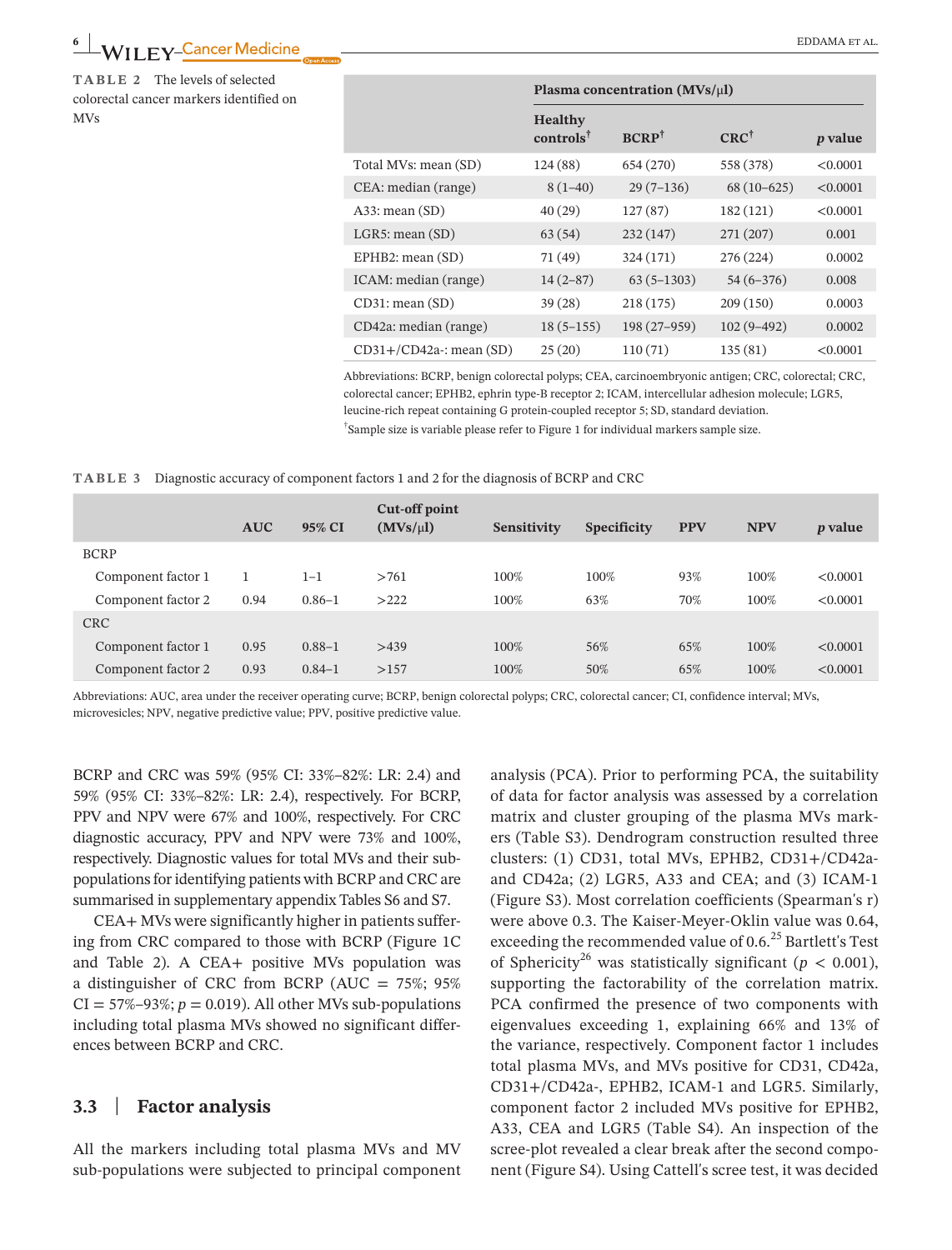**TABLE 2** The levels of selected colorectal cancer markers identified on MVs

| | Plasma concentration (MVs/μl) | | | |
|---|---|---|---|---|
| | Healthy controls† | BCRP† | CRC† | *p* value |
| Total MVs: mean (SD) | 124 (88) | 654 (270) | 558 (378) | <0.0001 |
| CEA: median (range) | 8 (1–40) | 29 (7–136) | 68 (10–625) | <0.0001 |
| A33: mean (SD) | 40 (29) | 127 (87) | 182 (121) | <0.0001 |
| LGR5: mean (SD) | 63 (54) | 232 (147) | 271 (207) | 0.001 |
| EPHB2: mean (SD) | 71 (49) | 324 (171) | 276 (224) | 0.0002 |
| ICAM: median (range) | 14 (2–87) | 63 (5–1303) | 54 (6–376) | 0.008 |
| CD31: mean (SD) | 39 (28) | 218 (175) | 209 (150) | 0.0003 |
| CD42a: median (range) | 18 (5–155) | 198 (27–959) | 102 (9–492) | 0.0002 |
| CD31+/CD42a-: mean (SD) | 25 (20) | 110 (71) | 135 (81) | <0.0001 |

Abbreviations: BCRP, benign colorectal polyps; CEA, carcinoembryonic antigen; CRC, colorectal; CRC, colorectal cancer; EPHB2, ephrin type-B receptor 2; ICAM, intercellular adhesion molecule; LGR5, leucine-rich repeat containing G protein-coupled receptor 5; SD, standard deviation.

†Sample size is variable please refer to Figure 1 for individual markers sample size.

**TABLE 3** Diagnostic accuracy of component factors 1 and 2 for the diagnosis of BCRP and CRC

| | AUC | 95% CI | Cut-off point (MVs/μl) | Sensitivity | Specificity | PPV | NPV | *p* value |
|---|---|---|---|---|---|---|---|---|
| BCRP | | | | | | | | |
| Component factor 1 | 1 | 1–1 | >761 | 100% | 100% | 93% | 100% | <0.0001 |
| Component factor 2 | 0.94 | 0.86–1 | >222 | 100% | 63% | 70% | 100% | <0.0001 |
| CRC | | | | | | | | |
| Component factor 1 | 0.95 | 0.88–1 | >439 | 100% | 56% | 65% | 100% | <0.0001 |
| Component factor 2 | 0.93 | 0.84–1 | >157 | 100% | 50% | 65% | 100% | <0.0001 |

Abbreviations: AUC, area under the receiver operating curve; BCRP, benign colorectal polyps; CRC, colorectal cancer; CI, confidence interval; MVs, microvesicles; NPV, negative predictive value; PPV, positive predictive value.

BCRP and CRC was 59% (95% CI: 33%–82%: LR: 2.4) and 59% (95% CI: 33%–82%: LR: 2.4), respectively. For BCRP, PPV and NPV were 67% and 100%, respectively. For CRC diagnostic accuracy, PPV and NPV were 73% and 100%, respectively. Diagnostic values for total MVs and their subpopulations for identifying patients with BCRP and CRC are summarised in supplementary appendix Tables S6 and S7.

CEA+ MVs were significantly higher in patients suffering from CRC compared to those with BCRP (Figure 1C and Table 2). A CEA+ positive MVs population was a distinguisher of CRC from BCRP (AUC = 75%; 95% CI = 57%–93%; $p = 0.019$). All other MVs sub-populations including total plasma MVs showed no significant differences between BCRP and CRC.

## 3.3 | Factor analysis

All the markers including total plasma MVs and MV sub-populations were subjected to principal component analysis (PCA). Prior to performing PCA, the suitability of data for factor analysis was assessed by a correlation matrix and cluster grouping of the plasma MVs markers (Table S3). Dendrogram construction resulted three clusters: (1) CD31, total MVs, EPHB2, CD31+/CD42a- and CD42a; (2) LGR5, A33 and CEA; and (3) ICAM-1 (Figure S3). Most correlation coefficients (Spearman's r) were above 0.3. The Kaiser-Meyer-Oklin value was 0.64, exceeding the recommended value of 0.6.[25] Bartlett's Test of Sphericity[26] was statistically significant ($p < 0.001$), supporting the factorability of the correlation matrix. PCA confirmed the presence of two components with eigenvalues exceeding 1, explaining 66% and 13% of the variance, respectively. Component factor 1 includes total plasma MVs, and MVs positive for CD31, CD42a, CD31+/CD42a-, EPHB2, ICAM-1 and LGR5. Similarly, component factor 2 included MVs positive for EPHB2, A33, CEA and LGR5 (Table S4). An inspection of the scree-plot revealed a clear break after the second component (Figure S4). Using Cattell's scree test, it was decided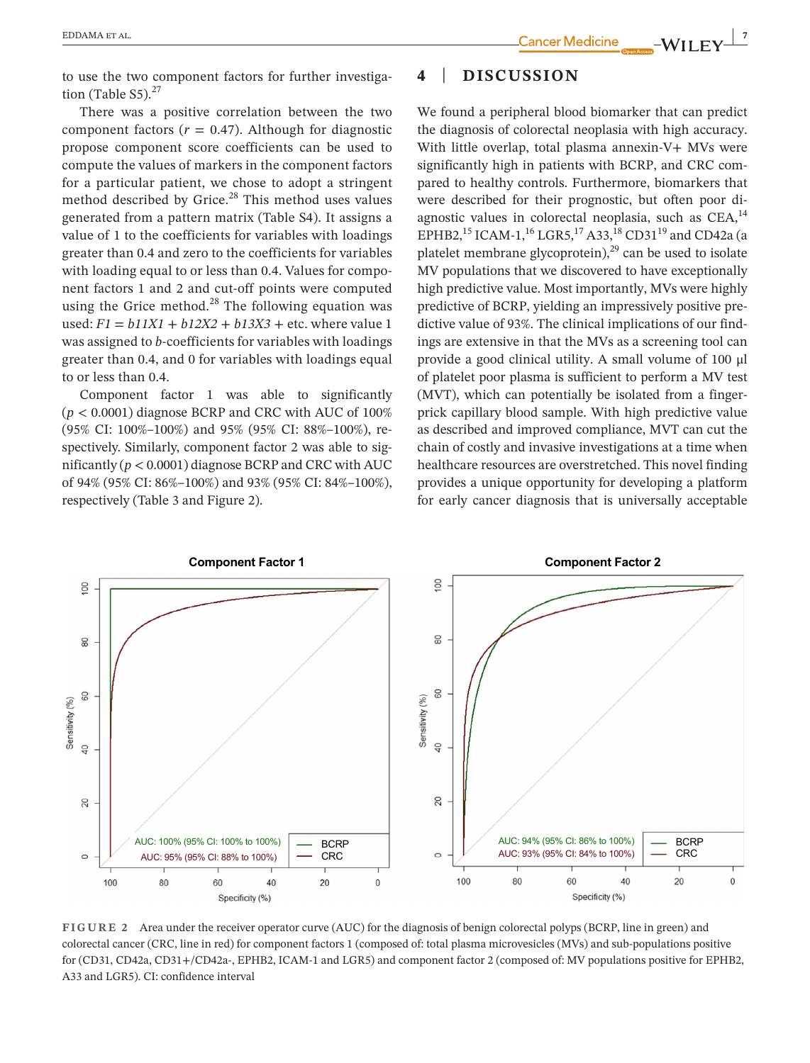to use the two component factors for further investigation (Table S5).[27]

There was a positive correlation between the two component factors ($r = 0.47$). Although for diagnostic propose component score coefficients can be used to compute the values of markers in the component factors for a particular patient, we chose to adopt a stringent method described by Grice.[28] This method uses values generated from a pattern matrix (Table S4). It assigns a value of 1 to the coefficients for variables with loadings greater than 0.4 and zero to the coefficients for variables with loading equal to or less than 0.4. Values for component factors 1 and 2 and cut-off points were computed using the Grice method.[28] The following equation was used: $F1 = b11X1 + b12X2 + b13X3 +$ etc. where value 1 was assigned to *b*-coefficients for variables with loadings greater than 0.4, and 0 for variables with loadings equal to or less than 0.4.

Component factor 1 was able to significantly ($p < 0.0001$) diagnose BCRP and CRC with AUC of 100% (95% CI: 100%–100%) and 95% (95% CI: 88%–100%), respectively. Similarly, component factor 2 was able to significantly ($p < 0.0001$) diagnose BCRP and CRC with AUC of 94% (95% CI: 86%–100%) and 93% (95% CI: 84%–100%), respectively (Table 3 and Figure 2).

## 4 | DISCUSSION

We found a peripheral blood biomarker that can predict the diagnosis of colorectal neoplasia with high accuracy. With little overlap, total plasma annexin-V+ MVs were significantly high in patients with BCRP, and CRC compared to healthy controls. Furthermore, biomarkers that were described for their prognostic, but often poor diagnostic values in colorectal neoplasia, such as CEA,[14] EPHB2,[15] ICAM-1,[16] LGR5,[17] A33,[18] CD31[19] and CD42a (a platelet membrane glycoprotein),[29] can be used to isolate MV populations that we discovered to have exceptionally high predictive value. Most importantly, MVs were highly predictive of BCRP, yielding an impressively positive predictive value of 93%. The clinical implications of our findings are extensive in that the MVs as a screening tool can provide a good clinical utility. A small volume of 100 µl of platelet poor plasma is sufficient to perform a MV test (MVT), which can potentially be isolated from a finger-prick capillary blood sample. With high predictive value as described and improved compliance, MVT can cut the chain of costly and invasive investigations at a time when healthcare resources are overstretched. This novel finding provides a unique opportunity for developing a platform for early cancer diagnosis that is universally acceptable

FIGURE 2 Area under the receiver operator curve (AUC) for the diagnosis of benign colorectal polyps (BCRP, line in green) and colorectal cancer (CRC, line in red) for component factors 1 (composed of: total plasma microvesicles (MVs) and sub-populations positive for (CD31, CD42a, CD31+/CD42a-, EPHB2, ICAM-1 and LGR5) and component factor 2 (composed of: MV populations positive for EPHB2, A33 and LGR5). CI: confidence interval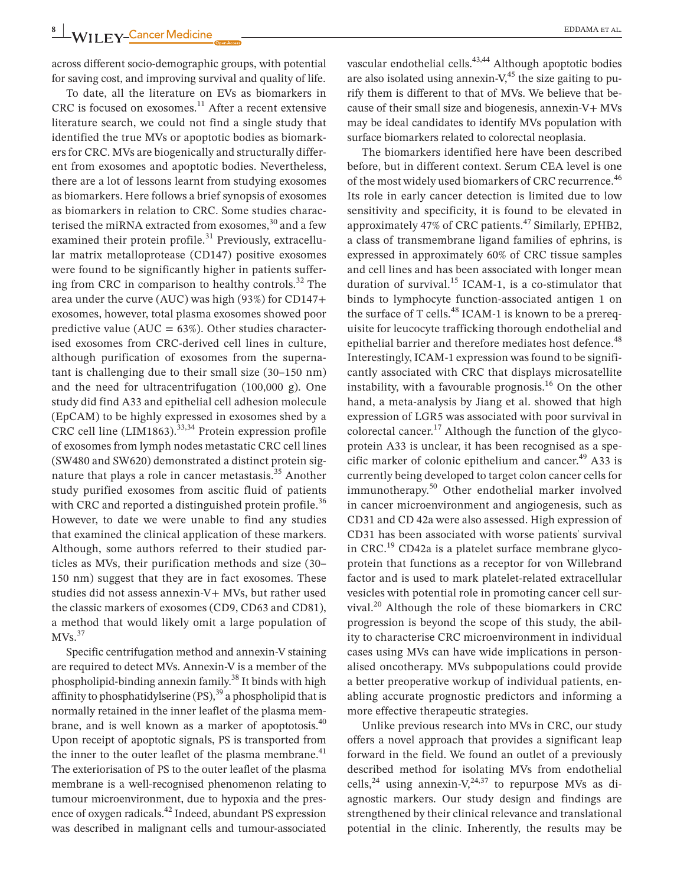across different socio-demographic groups, with potential for saving cost, and improving survival and quality of life.

To date, all the literature on EVs as biomarkers in CRC is focused on exosomes.[11] After a recent extensive literature search, we could not find a single study that identified the true MVs or apoptotic bodies as biomarkers for CRC. MVs are biogenically and structurally different from exosomes and apoptotic bodies. Nevertheless, there are a lot of lessons learnt from studying exosomes as biomarkers. Here follows a brief synopsis of exosomes as biomarkers in relation to CRC. Some studies characterised the miRNA extracted from exosomes,[30] and a few examined their protein profile.[31] Previously, extracellular matrix metalloprotease (CD147) positive exosomes were found to be significantly higher in patients suffering from CRC in comparison to healthy controls.[32] The area under the curve (AUC) was high (93%) for CD147+ exosomes, however, total plasma exosomes showed poor predictive value (AUC = 63%). Other studies characterised exosomes from CRC-derived cell lines in culture, although purification of exosomes from the supernatant is challenging due to their small size (30–150 nm) and the need for ultracentrifugation (100,000 g). One study did find A33 and epithelial cell adhesion molecule (EpCAM) to be highly expressed in exosomes shed by a CRC cell line (LIM1863).[33,34] Protein expression profile of exosomes from lymph nodes metastatic CRC cell lines (SW480 and SW620) demonstrated a distinct protein signature that plays a role in cancer metastasis.[35] Another study purified exosomes from ascitic fluid of patients with CRC and reported a distinguished protein profile.[36] However, to date we were unable to find any studies that examined the clinical application of these markers. Although, some authors referred to their studied particles as MVs, their purification methods and size (30–150 nm) suggest that they are in fact exosomes. These studies did not assess annexin-V+ MVs, but rather used the classic markers of exosomes (CD9, CD63 and CD81), a method that would likely omit a large population of MVs.[37]

Specific centrifugation method and annexin-V staining are required to detect MVs. Annexin-V is a member of the phospholipid-binding annexin family.[38] It binds with high affinity to phosphatidylserine (PS),[39] a phospholipid that is normally retained in the inner leaflet of the plasma membrane, and is well known as a marker of apoptotosis.[40] Upon receipt of apoptotic signals, PS is transported from the inner to the outer leaflet of the plasma membrane.[41] The exteriorisation of PS to the outer leaflet of the plasma membrane is a well-recognised phenomenon relating to tumour microenvironment, due to hypoxia and the presence of oxygen radicals.[42] Indeed, abundant PS expression was described in malignant cells and tumour-associated vascular endothelial cells.[43,44] Although apoptotic bodies are also isolated using annexin-V,[45] the size gaiting to purify them is different to that of MVs. We believe that because of their small size and biogenesis, annexin-V+ MVs may be ideal candidates to identify MVs population with surface biomarkers related to colorectal neoplasia.

The biomarkers identified here have been described before, but in different context. Serum CEA level is one of the most widely used biomarkers of CRC recurrence.[46] Its role in early cancer detection is limited due to low sensitivity and specificity, it is found to be elevated in approximately 47% of CRC patients.[47] Similarly, EPHB2, a class of transmembrane ligand families of ephrins, is expressed in approximately 60% of CRC tissue samples and cell lines and has been associated with longer mean duration of survival.[15] ICAM-1, is a co-stimulator that binds to lymphocyte function-associated antigen 1 on the surface of T cells.[48] ICAM-1 is known to be a prerequisite for leucocyte trafficking thorough endothelial and epithelial barrier and therefore mediates host defence.[48] Interestingly, ICAM-1 expression was found to be significantly associated with CRC that displays microsatellite instability, with a favourable prognosis.[16] On the other hand, a meta-analysis by Jiang et al. showed that high expression of LGR5 was associated with poor survival in colorectal cancer.[17] Although the function of the glycoprotein A33 is unclear, it has been recognised as a specific marker of colonic epithelium and cancer.[49] A33 is currently being developed to target colon cancer cells for immunotherapy.[50] Other endothelial marker involved in cancer microenvironment and angiogenesis, such as CD31 and CD 42a were also assessed. High expression of CD31 has been associated with worse patients' survival in CRC.[19] CD42a is a platelet surface membrane glycoprotein that functions as a receptor for von Willebrand factor and is used to mark platelet-related extracellular vesicles with potential role in promoting cancer cell survival.[20] Although the role of these biomarkers in CRC progression is beyond the scope of this study, the ability to characterise CRC microenvironment in individual cases using MVs can have wide implications in personalised oncotherapy. MVs subpopulations could provide a better preoperative workup of individual patients, enabling accurate prognostic predictors and informing a more effective therapeutic strategies.

Unlike previous research into MVs in CRC, our study offers a novel approach that provides a significant leap forward in the field. We found an outlet of a previously described method for isolating MVs from endothelial cells,[24] using annexin-V,[24,37] to repurpose MVs as diagnostic markers. Our study design and findings are strengthened by their clinical relevance and translational potential in the clinic. Inherently, the results may be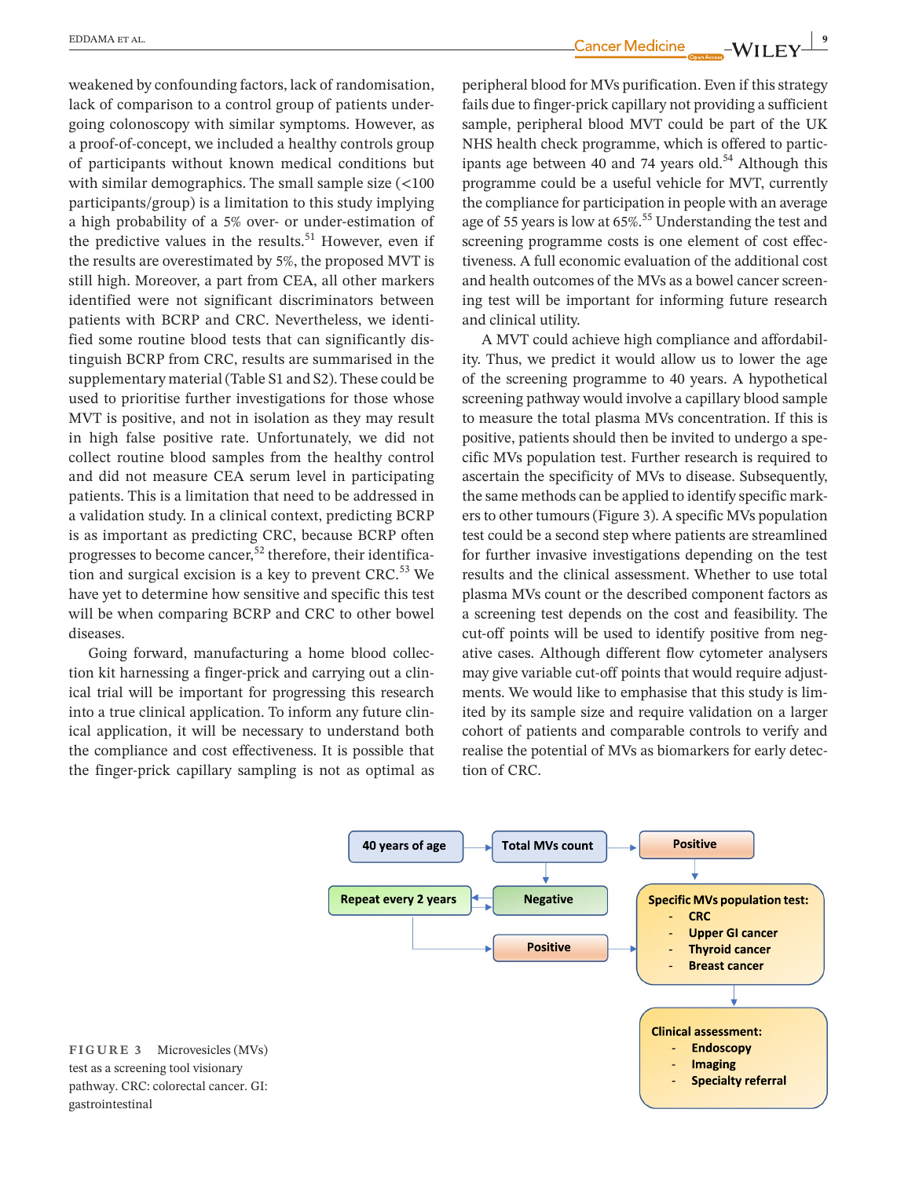weakened by confounding factors, lack of randomisation, lack of comparison to a control group of patients undergoing colonoscopy with similar symptoms. However, as a proof-of-concept, we included a healthy controls group of participants without known medical conditions but with similar demographics. The small sample size (<100 participants/group) is a limitation to this study implying a high probability of a 5% over- or under-estimation of the predictive values in the results.[51] However, even if the results are overestimated by 5%, the proposed MVT is still high. Moreover, a part from CEA, all other markers identified were not significant discriminators between patients with BCRP and CRC. Nevertheless, we identified some routine blood tests that can significantly distinguish BCRP from CRC, results are summarised in the supplementary material (Table S1 and S2). These could be used to prioritise further investigations for those whose MVT is positive, and not in isolation as they may result in high false positive rate. Unfortunately, we did not collect routine blood samples from the healthy control and did not measure CEA serum level in participating patients. This is a limitation that need to be addressed in a validation study. In a clinical context, predicting BCRP is as important as predicting CRC, because BCRP often progresses to become cancer,[52] therefore, their identification and surgical excision is a key to prevent CRC.[53] We have yet to determine how sensitive and specific this test will be when comparing BCRP and CRC to other bowel diseases.

Going forward, manufacturing a home blood collection kit harnessing a finger-prick and carrying out a clinical trial will be important for progressing this research into a true clinical application. To inform any future clinical application, it will be necessary to understand both the compliance and cost effectiveness. It is possible that the finger-prick capillary sampling is not as optimal as peripheral blood for MVs purification. Even if this strategy fails due to finger-prick capillary not providing a sufficient sample, peripheral blood MVT could be part of the UK NHS health check programme, which is offered to participants age between 40 and 74 years old.[54] Although this programme could be a useful vehicle for MVT, currently the compliance for participation in people with an average age of 55 years is low at 65%.[55] Understanding the test and screening programme costs is one element of cost effectiveness. A full economic evaluation of the additional cost and health outcomes of the MVs as a bowel cancer screening test will be important for informing future research and clinical utility.

A MVT could achieve high compliance and affordability. Thus, we predict it would allow us to lower the age of the screening programme to 40 years. A hypothetical screening pathway would involve a capillary blood sample to measure the total plasma MVs concentration. If this is positive, patients should then be invited to undergo a specific MVs population test. Further research is required to ascertain the specificity of MVs to disease. Subsequently, the same methods can be applied to identify specific markers to other tumours (Figure 3). A specific MVs population test could be a second step where patients are streamlined for further invasive investigations depending on the test results and the clinical assessment. Whether to use total plasma MVs count or the described component factors as a screening test depends on the cost and feasibility. The cut-off points will be used to identify positive from negative cases. Although different flow cytometer analysers may give variable cut-off points that would require adjustments. We would like to emphasise that this study is limited by its sample size and require validation on a larger cohort of patients and comparable controls to verify and realise the potential of MVs as biomarkers for early detection of CRC.

FIGURE 3 Microvesicles (MVs) test as a screening tool visionary pathway. CRC: colorectal cancer. GI: gastrointestinal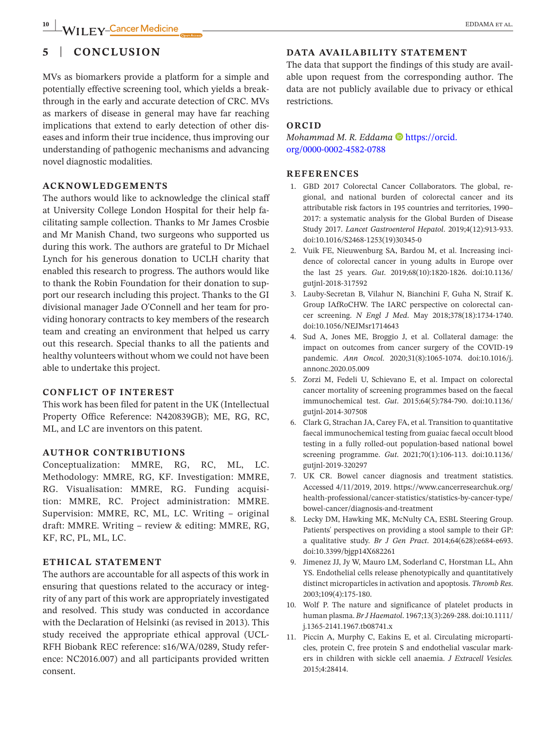## 5 | CONCLUSION

MVs as biomarkers provide a platform for a simple and potentially effective screening tool, which yields a breakthrough in the early and accurate detection of CRC. MVs as markers of disease in general may have far reaching implications that extend to early detection of other diseases and inform their true incidence, thus improving our understanding of pathogenic mechanisms and advancing novel diagnostic modalities.

### ACKNOWLEDGEMENTS

The authors would like to acknowledge the clinical staff at University College London Hospital for their help facilitating sample collection. Thanks to Mr James Crosbie and Mr Manish Chand, two surgeons who supported us during this work. The authors are grateful to Dr Michael Lynch for his generous donation to UCLH charity that enabled this research to progress. The authors would like to thank the Robin Foundation for their donation to support our research including this project. Thanks to the GI divisional manager Jade O'Connell and her team for providing honorary contracts to key members of the research team and creating an environment that helped us carry out this research. Special thanks to all the patients and healthy volunteers without whom we could not have been able to undertake this project.

### CONFLICT OF INTEREST

This work has been filed for patent in the UK (Intellectual Property Office Reference: N420839GB); ME, RG, RC, ML, and LC are inventors on this patent.

### AUTHOR CONTRIBUTIONS

Conceptualization: MMRE, RG, RC, ML, LC. Methodology: MMRE, RG, KF. Investigation: MMRE, RG. Visualisation: MMRE, RG. Funding acquisition: MMRE, RC. Project administration: MMRE. Supervision: MMRE, RC, ML, LC. Writing – original draft: MMRE. Writing – review & editing: MMRE, RG, KF, RC, PL, ML, LC.

### ETHICAL STATEMENT

The authors are accountable for all aspects of this work in ensuring that questions related to the accuracy or integrity of any part of this work are appropriately investigated and resolved. This study was conducted in accordance with the Declaration of Helsinki (as revised in 2013). This study received the appropriate ethical approval (UCL-RFH Biobank REC reference: s16/WA/0289, Study reference: NC2016.007) and all participants provided written consent.

### DATA AVAILABILITY STATEMENT

The data that support the findings of this study are available upon request from the corresponding author. The data are not publicly available due to privacy or ethical restrictions.

### ORCID

*Mohammad M. R. Eddama* https://orcid.org/0000-0002-4582-0788

### REFERENCES

1. GBD 2017 Colorectal Cancer Collaborators. The global, regional, and national burden of colorectal cancer and its attributable risk factors in 195 countries and territories, 1990–2017: a systematic analysis for the Global Burden of Disease Study 2017. *Lancet Gastroenterol Hepatol*. 2019;4(12):913-933. doi:10.1016/S2468-1253(19)30345-0
2. Vuik FE, Nieuwenburg SA, Bardou M, et al. Increasing incidence of colorectal cancer in young adults in Europe over the last 25 years. *Gut*. 2019;68(10):1820-1826. doi:10.1136/gutjnl-2018-317592
3. Lauby-Secretan B, Vilahur N, Bianchini F, Guha N, Straif K. Group IAfRoCHW. The IARC perspective on colorectal cancer screening. *N Engl J Med*. May 2018;378(18):1734-1740. doi:10.1056/NEJMsr1714643
4. Sud A, Jones ME, Broggio J, et al. Collateral damage: the impact on outcomes from cancer surgery of the COVID-19 pandemic. *Ann Oncol*. 2020;31(8):1065-1074. doi:10.1016/j.annonc.2020.05.009
5. Zorzi M, Fedeli U, Schievano E, et al. Impact on colorectal cancer mortality of screening programmes based on the faecal immunochemical test. *Gut*. 2015;64(5):784-790. doi:10.1136/gutjnl-2014-307508
6. Clark G, Strachan JA, Carey FA, et al. Transition to quantitative faecal immunochemical testing from guaiac faecal occult blood testing in a fully rolled-out population-based national bowel screening programme. *Gut*. 2021;70(1):106-113. doi:10.1136/gutjnl-2019-320297
7. UK CR. Bowel cancer diagnosis and treatment statistics. Accessed 4/11/2019, 2019. https://www.cancerresearchuk.org/health-professional/cancer-statistics/statistics-by-cancer-type/bowel-cancer/diagnosis-and-treatment
8. Lecky DM, Hawking MK, McNulty CA, ESBL Steering Group. Patients' perspectives on providing a stool sample to their GP: a qualitative study. *Br J Gen Pract*. 2014;64(628):e684-e693. doi:10.3399/bjgp14X682261
9. Jimenez JJ, Jy W, Mauro LM, Soderland C, Horstman LL, Ahn YS. Endothelial cells release phenotypically and quantitatively distinct microparticles in activation and apoptosis. *Thromb Res*. 2003;109(4):175-180.
10. Wolf P. The nature and significance of platelet products in human plasma. *Br J Haematol*. 1967;13(3):269-288. doi:10.1111/j.1365-2141.1967.tb08741.x
11. Piccin A, Murphy C, Eakins E, et al. Circulating microparticles, protein C, free protein S and endothelial vascular markers in children with sickle cell anaemia. *J Extracell Vesicles*. 2015;4:28414.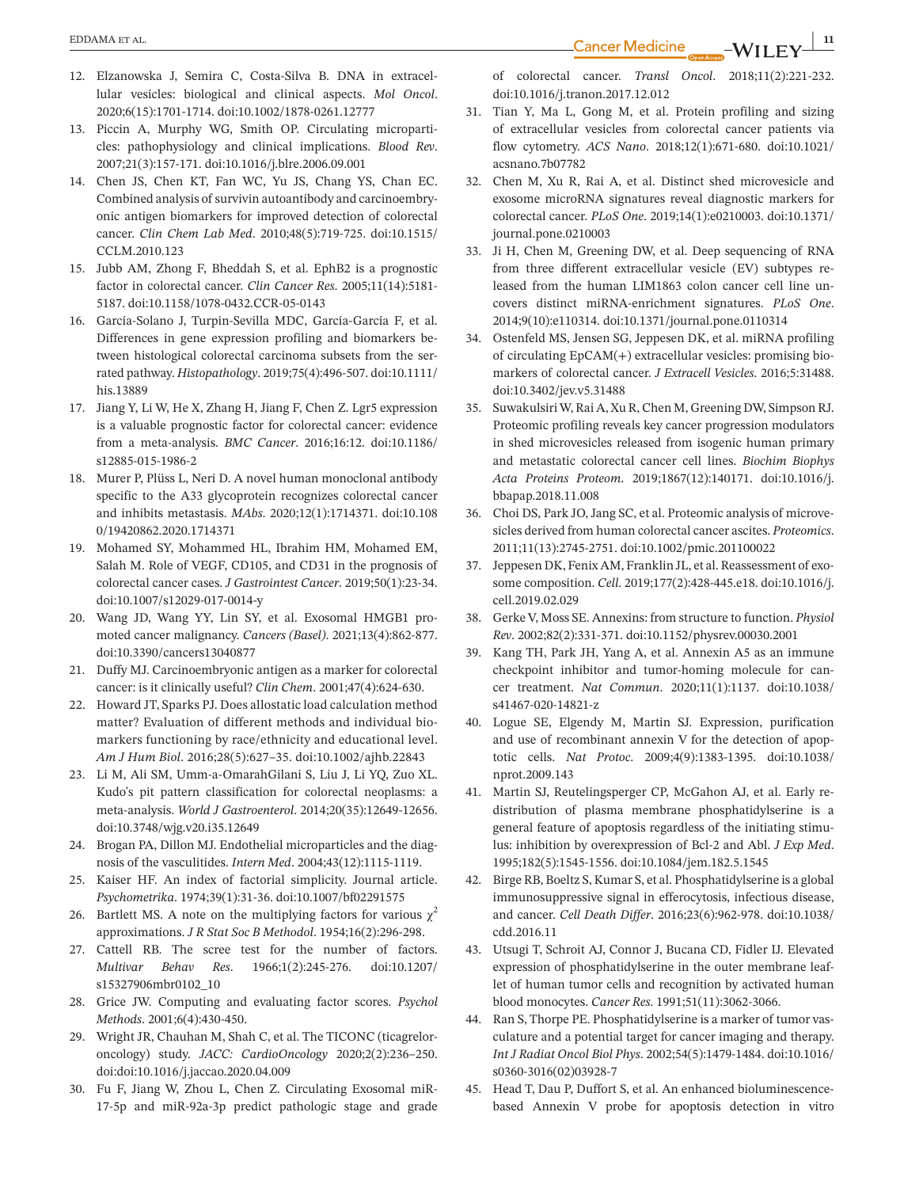12. Elzanowska J, Semira C, Costa-Silva B. DNA in extracellular vesicles: biological and clinical aspects. *Mol Oncol*. 2020;6(15):1701-1714. doi:10.1002/1878-0261.12777
13. Piccin A, Murphy WG, Smith OP. Circulating microparticles: pathophysiology and clinical implications. *Blood Rev*. 2007;21(3):157-171. doi:10.1016/j.blre.2006.09.001
14. Chen JS, Chen KT, Fan WC, Yu JS, Chang YS, Chan EC. Combined analysis of survivin autoantibody and carcinoembryonic antigen biomarkers for improved detection of colorectal cancer. *Clin Chem Lab Med*. 2010;48(5):719-725. doi:10.1515/CCLM.2010.123
15. Jubb AM, Zhong F, Bheddah S, et al. EphB2 is a prognostic factor in colorectal cancer. *Clin Cancer Res*. 2005;11(14):5181-5187. doi:10.1158/1078-0432.CCR-05-0143
16. García-Solano J, Turpin-Sevilla MDC, García-García F, et al. Differences in gene expression profiling and biomarkers between histological colorectal carcinoma subsets from the serrated pathway. *Histopathology*. 2019;75(4):496-507. doi:10.1111/his.13889
17. Jiang Y, Li W, He X, Zhang H, Jiang F, Chen Z. Lgr5 expression is a valuable prognostic factor for colorectal cancer: evidence from a meta-analysis. *BMC Cancer*. 2016;16:12. doi:10.1186/s12885-015-1986-2
18. Murer P, Plüss L, Neri D. A novel human monoclonal antibody specific to the A33 glycoprotein recognizes colorectal cancer and inhibits metastasis. *MAbs*. 2020;12(1):1714371. doi:10.1080/19420862.2020.1714371
19. Mohamed SY, Mohammed HL, Ibrahim HM, Mohamed EM, Salah M. Role of VEGF, CD105, and CD31 in the prognosis of colorectal cancer cases. *J Gastrointest Cancer*. 2019;50(1):23-34. doi:10.1007/s12029-017-0014-y
20. Wang JD, Wang YY, Lin SY, et al. Exosomal HMGB1 promoted cancer malignancy. *Cancers (Basel)*. 2021;13(4):862-877. doi:10.3390/cancers13040877
21. Duffy MJ. Carcinoembryonic antigen as a marker for colorectal cancer: is it clinically useful? *Clin Chem*. 2001;47(4):624-630.
22. Howard JT, Sparks PJ. Does allostatic load calculation method matter? Evaluation of different methods and individual biomarkers functioning by race/ethnicity and educational level. *Am J Hum Biol*. 2016;28(5):627–35. doi:10.1002/ajhb.22843
23. Li M, Ali SM, Umm-a-OmarahGilani S, Liu J, Li YQ, Zuo XL. Kudo's pit pattern classification for colorectal neoplasms: a meta-analysis. *World J Gastroenterol*. 2014;20(35):12649-12656. doi:10.3748/wjg.v20.i35.12649
24. Brogan PA, Dillon MJ. Endothelial microparticles and the diagnosis of the vasculitides. *Intern Med*. 2004;43(12):1115-1119.
25. Kaiser HF. An index of factorial simplicity. Journal article. *Psychometrika*. 1974;39(1):31-36. doi:10.1007/bf02291575
26. Bartlett MS. A note on the multiplying factors for various $\chi^2$ approximations. *J R Stat Soc B Methodol*. 1954;16(2):296-298.
27. Cattell RB. The scree test for the number of factors. *Multivar Behav Res*. 1966;1(2):245-276. doi:10.1207/s15327906mbr0102_10
28. Grice JW. Computing and evaluating factor scores. *Psychol Methods*. 2001;6(4):430-450.
29. Wright JR, Chauhan M, Shah C, et al. The TICONC (ticagrelor-oncology) study. *JACC: CardioOncology* 2020;2(2):236–250. doi:doi:10.1016/j.jaccao.2020.04.009
30. Fu F, Jiang W, Zhou L, Chen Z. Circulating Exosomal miR-17-5p and miR-92a-3p predict pathologic stage and grade of colorectal cancer. *Transl Oncol*. 2018;11(2):221-232. doi:10.1016/j.tranon.2017.12.012
31. Tian Y, Ma L, Gong M, et al. Protein profiling and sizing of extracellular vesicles from colorectal cancer patients via flow cytometry. *ACS Nano*. 2018;12(1):671-680. doi:10.1021/acsnano.7b07782
32. Chen M, Xu R, Rai A, et al. Distinct shed microvesicle and exosome microRNA signatures reveal diagnostic markers for colorectal cancer. *PLoS One*. 2019;14(1):e0210003. doi:10.1371/journal.pone.0210003
33. Ji H, Chen M, Greening DW, et al. Deep sequencing of RNA from three different extracellular vesicle (EV) subtypes released from the human LIM1863 colon cancer cell line uncovers distinct miRNA-enrichment signatures. *PLoS One*. 2014;9(10):e110314. doi:10.1371/journal.pone.0110314
34. Ostenfeld MS, Jensen SG, Jeppesen DK, et al. miRNA profiling of circulating EpCAM(+) extracellular vesicles: promising biomarkers of colorectal cancer. *J Extracell Vesicles*. 2016;5:31488. doi:10.3402/jev.v5.31488
35. Suwakulsiri W, Rai A, Xu R, Chen M, Greening DW, Simpson RJ. Proteomic profiling reveals key cancer progression modulators in shed microvesicles released from isogenic human primary and metastatic colorectal cancer cell lines. *Biochim Biophys Acta Proteins Proteom*. 2019;1867(12):140171. doi:10.1016/j.bbapap.2018.11.008
36. Choi DS, Park JO, Jang SC, et al. Proteomic analysis of microvesicles derived from human colorectal cancer ascites. *Proteomics*. 2011;11(13):2745-2751. doi:10.1002/pmic.201100022
37. Jeppesen DK, Fenix AM, Franklin JL, et al. Reassessment of exosome composition. *Cell*. 2019;177(2):428-445.e18. doi:10.1016/j.cell.2019.02.029
38. Gerke V, Moss SE. Annexins: from structure to function. *Physiol Rev*. 2002;82(2):331-371. doi:10.1152/physrev.00030.2001
39. Kang TH, Park JH, Yang A, et al. Annexin A5 as an immune checkpoint inhibitor and tumor-homing molecule for cancer treatment. *Nat Commun*. 2020;11(1):1137. doi:10.1038/s41467-020-14821-z
40. Logue SE, Elgendy M, Martin SJ. Expression, purification and use of recombinant annexin V for the detection of apoptotic cells. *Nat Protoc*. 2009;4(9):1383-1395. doi:10.1038/nprot.2009.143
41. Martin SJ, Reutelingsperger CP, McGahon AJ, et al. Early redistribution of plasma membrane phosphatidylserine is a general feature of apoptosis regardless of the initiating stimulus: inhibition by overexpression of Bcl-2 and Abl. *J Exp Med*. 1995;182(5):1545-1556. doi:10.1084/jem.182.5.1545
42. Birge RB, Boeltz S, Kumar S, et al. Phosphatidylserine is a global immunosuppressive signal in efferocytosis, infectious disease, and cancer. *Cell Death Differ*. 2016;23(6):962-978. doi:10.1038/cdd.2016.11
43. Utsugi T, Schroit AJ, Connor J, Bucana CD, Fidler IJ. Elevated expression of phosphatidylserine in the outer membrane leaflet of human tumor cells and recognition by activated human blood monocytes. *Cancer Res*. 1991;51(11):3062-3066.
44. Ran S, Thorpe PE. Phosphatidylserine is a marker of tumor vasculature and a potential target for cancer imaging and therapy. *Int J Radiat Oncol Biol Phys*. 2002;54(5):1479-1484. doi:10.1016/s0360-3016(02)03928-7
45. Head T, Dau P, Duffort S, et al. An enhanced bioluminescence-based Annexin V probe for apoptosis detection in vitro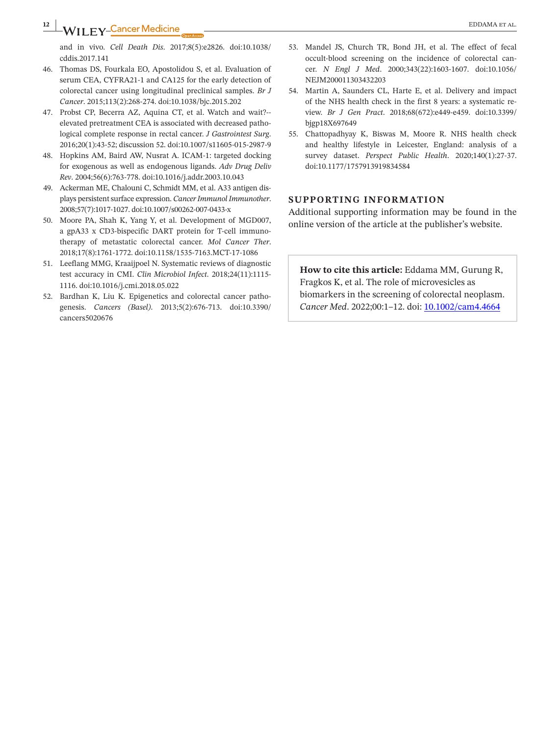and in vivo. *Cell Death Dis*. 2017;8(5):e2826. doi:10.1038/cddis.2017.141

46. Thomas DS, Fourkala EO, Apostolidou S, et al. Evaluation of serum CEA, CYFRA21-1 and CA125 for the early detection of colorectal cancer using longitudinal preclinical samples. *Br J Cancer*. 2015;113(2):268-274. doi:10.1038/bjc.2015.202
47. Probst CP, Becerra AZ, Aquina CT, et al. Watch and wait?--elevated pretreatment CEA is associated with decreased pathological complete response in rectal cancer. *J Gastrointest Surg*. 2016;20(1):43-52; discussion 52. doi:10.1007/s11605-015-2987-9
48. Hopkins AM, Baird AW, Nusrat A. ICAM-1: targeted docking for exogenous as well as endogenous ligands. *Adv Drug Deliv Rev*. 2004;56(6):763-778. doi:10.1016/j.addr.2003.10.043
49. Ackerman ME, Chalouni C, Schmidt MM, et al. A33 antigen displays persistent surface expression. *Cancer Immunol Immunother*. 2008;57(7):1017-1027. doi:10.1007/s00262-007-0433-x
50. Moore PA, Shah K, Yang Y, et al. Development of MGD007, a gpA33 x CD3-bispecific DART protein for T-cell immunotherapy of metastatic colorectal cancer. *Mol Cancer Ther*. 2018;17(8):1761-1772. doi:10.1158/1535-7163.MCT-17-1086
51. Leeflang MMG, Kraaijpoel N. Systematic reviews of diagnostic test accuracy in CMI. *Clin Microbiol Infect*. 2018;24(11):1115-1116. doi:10.1016/j.cmi.2018.05.022
52. Bardhan K, Liu K. Epigenetics and colorectal cancer pathogenesis. *Cancers (Basel)*. 2013;5(2):676-713. doi:10.3390/cancers5020676
53. Mandel JS, Church TR, Bond JH, et al. The effect of fecal occult-blood screening on the incidence of colorectal cancer. *N Engl J Med*. 2000;343(22):1603-1607. doi:10.1056/NEJM200011303432203
54. Martin A, Saunders CL, Harte E, et al. Delivery and impact of the NHS health check in the first 8 years: a systematic review. *Br J Gen Pract*. 2018;68(672):e449-e459. doi:10.3399/bjgp18X697649
55. Chattopadhyay K, Biswas M, Moore R. NHS health check and healthy lifestyle in Leicester, England: analysis of a survey dataset. *Perspect Public Health*. 2020;140(1):27-37. doi:10.1177/1757913919834584

## SUPPORTING INFORMATION

Additional supporting information may be found in the online version of the article at the publisher's website.

**How to cite this article:** Eddama MM, Gurung R, Fragkos K, et al. The role of microvesicles as biomarkers in the screening of colorectal neoplasm. *Cancer Med*. 2022;00:1–12. doi: 10.1002/cam4.4664